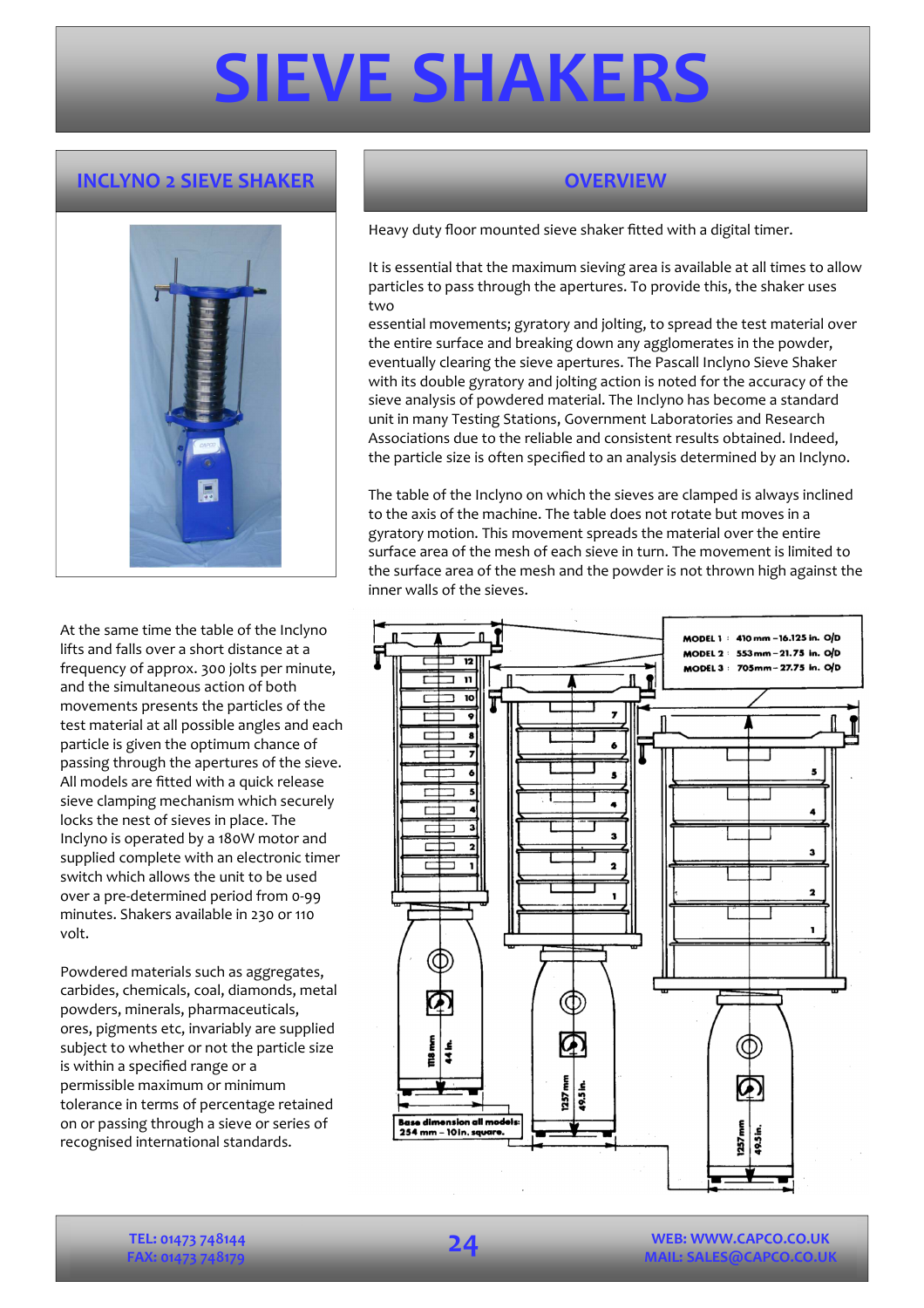# SIEVE SHAKERS

## INCLYNO 2 SIEVE SHAKER

## OVERVIEW

Heavy duty floor mounted sieve shaker fitted with a digital timer.

It is essential that the maximum sieving area is available at all times to allow particles to pass through the apertures. To provide this, the shaker uses two essential movements; gyratory and jolting, to spread the test material over the entire surface and breaking down any agglomerates in the powder, eventually clearing the sieve apertures. The Pascall Inclyno Sieve Shaker with its double gyratory and jolting action is noted for the accuracy of the sieve analysis of powdered material. The Inclyno has become a standard unit in many Testing Stations, Government Laboratories and Research Associations due to the reliable and consistent results obtained. Indeed, the particle size is often specified to an analysis determined by an Inclyno.

The table of the Inclyno on which the sieves are clamped is always inclined to the axis of the machine. The table does not rotate but moves in a gyratory motion. This movement spreads the material over the entire surface area of the mesh of each sieve in turn. The movement is limited to the surface area of the mesh and the powder is not thrown high against the inner walls of the sieves.

At the same time the table of the Inclyno lifts and falls over a short distance at a frequency of approx. 300 jolts per minute, and the simultaneous action of both movements presents the particles of the test material at all possible angles and each particle is given the optimum chance of passing through the apertures of the sieve. All models are fitted with a quick release sieve clamping mechanism which securely locks the nest of sieves in place. The Inclyno is operated by a 180W motor and supplied complete with an electronic timer switch which allows the unit to be used over a pre-determined period from 0-99 minutes. Shakers available in 230 or 110 volt.

Powdered materials such as aggregates, carbides, chemicals, coal, diamonds, metal powders, minerals, pharmaceuticals, ores, pigments etc, invariably are supplied subject to whether or not the particle size is within a specified range or a permissible maximum or minimum tolerance in terms of percentage retained on or passing through a sieve or series of recognised international standards.

MODEL 1 : 410 mm – 16.125 in. O/D
MODEL 2 : 553 mm – 21.75 in. O/D
MODEL 3 : 705 mm – 27.75 in. O/D

1118 mm – 44 in.
1257 mm – 49.5 in.
1257 mm – 49.5 in.

Base dimension all models: 254 mm – 10 in. square.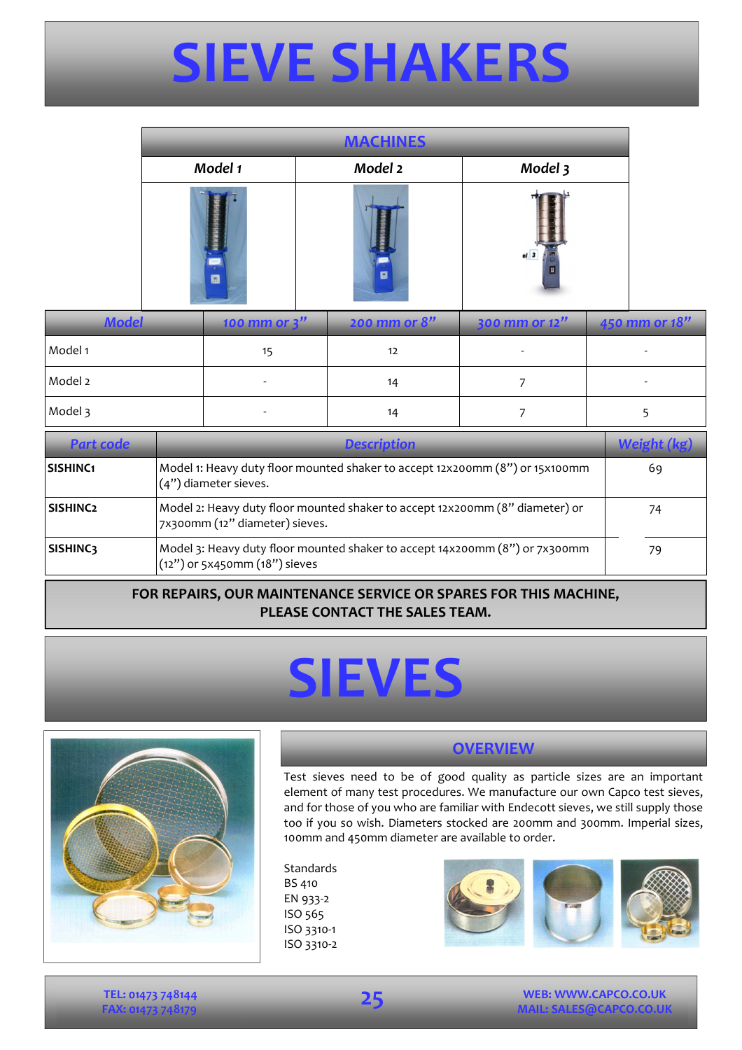# SIEVE SHAKERS

## MACHINES

| Model 1 | Model 2 | Model 3 |
|---|---|---|

| Model | 100 mm or 3" | 200 mm or 8" | 300 mm or 12" | 450 mm or 18" |
|---|---|---|---|---|
| Model 1 | 15 | 12 | - | - |
| Model 2 | - | 14 | 7 | - |
| Model 3 | - | 14 | 7 | 5 |

| Part code | Description | Weight (kg) |
|---|---|---|
| **SISHINC1** | Model 1: Heavy duty floor mounted shaker to accept 12x200mm (8") or 15x100mm (4") diameter sieves. | 69 |
| **SISHINC2** | Model 2: Heavy duty floor mounted shaker to accept 12x200mm (8" diameter) or 7x300mm (12" diameter) sieves. | 74 |
| **SISHINC3** | Model 3: Heavy duty floor mounted shaker to accept 14x200mm (8") or 7x300mm (12") or 5x450mm (18") sieves | 79 |

**FOR REPAIRS, OUR MAINTENANCE SERVICE OR SPARES FOR THIS MACHINE, PLEASE CONTACT THE SALES TEAM.**

# SIEVES

## OVERVIEW

Test sieves need to be of good quality as particle sizes are an important element of many test procedures. We manufacture our own Capco test sieves, and for those of you who are familiar with Endecott sieves, we still supply those too if you so wish. Diameters stocked are 200mm and 300mm. Imperial sizes, 100mm and 450mm diameter are available to order.

Standards
BS 410
EN 933-2
ISO 565
ISO 3310-1
ISO 3310-2

TEL: 01473 748144
FAX: 01473 748179

WEB: WWW.CAPCO.CO.UK
MAIL: SALES@CAPCO.CO.UK